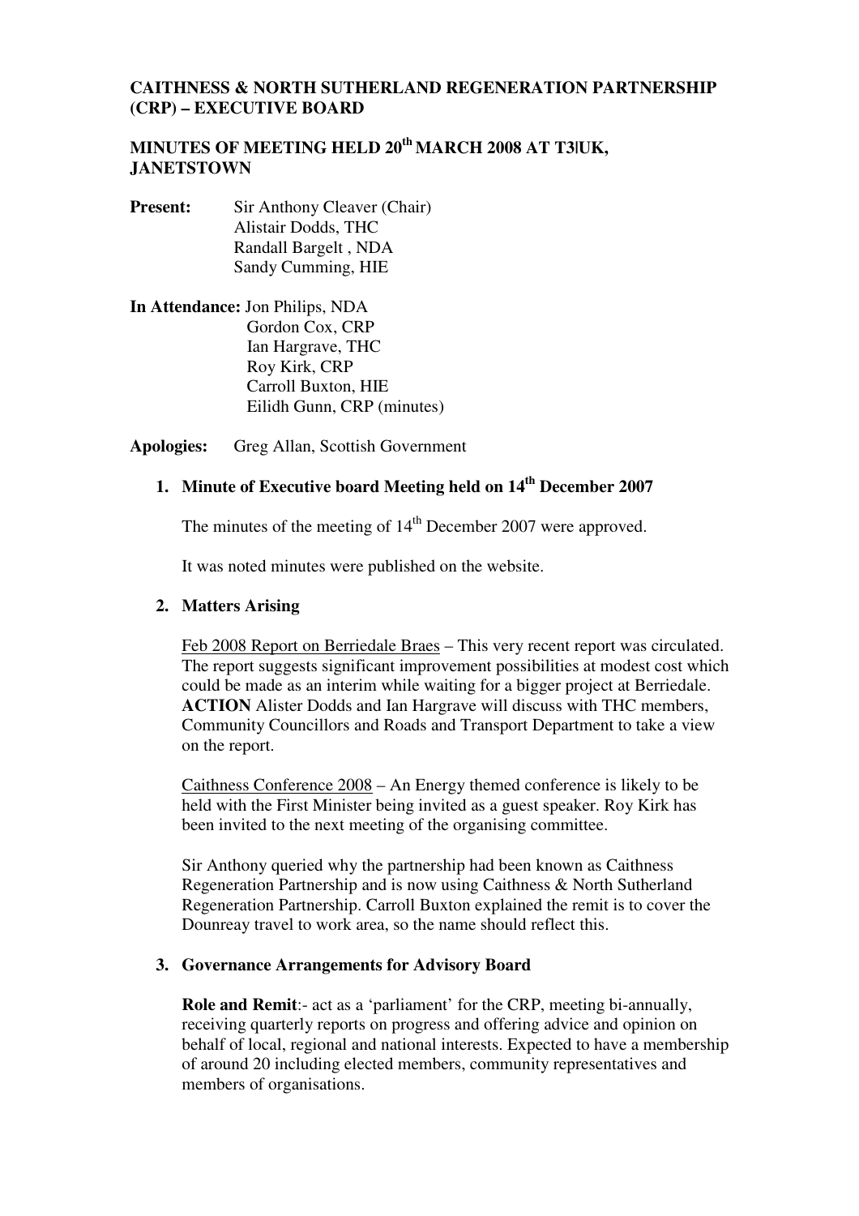**CAITHNESS & NORTH SUTHERLAND REGENERATION PARTNERSHIP (CRP) – EXECUTIVE BOARD**

**MINUTES OF MEETING HELD 20th MARCH 2008 AT T3|UK, JANETSTOWN**

**Present:** Sir Anthony Cleaver (Chair)
Alistair Dodds, THC
Randall Bargelt , NDA
Sandy Cumming, HIE

**In Attendance:** Jon Philips, NDA
Gordon Cox, CRP
Ian Hargrave, THC
Roy Kirk, CRP
Carroll Buxton, HIE
Eilidh Gunn, CRP (minutes)

**Apologies:** Greg Allan, Scottish Government

1. **Minute of Executive board Meeting held on 14th December 2007**

   The minutes of the meeting of 14th December 2007 were approved.

   It was noted minutes were published on the website.

2. **Matters Arising**

   Feb 2008 Report on Berriedale Braes – This very recent report was circulated. The report suggests significant improvement possibilities at modest cost which could be made as an interim while waiting for a bigger project at Berriedale. **ACTION** Alister Dodds and Ian Hargrave will discuss with THC members, Community Councillors and Roads and Transport Department to take a view on the report.

   Caithness Conference 2008 – An Energy themed conference is likely to be held with the First Minister being invited as a guest speaker. Roy Kirk has been invited to the next meeting of the organising committee.

   Sir Anthony queried why the partnership had been known as Caithness Regeneration Partnership and is now using Caithness & North Sutherland Regeneration Partnership. Carroll Buxton explained the remit is to cover the Dounreay travel to work area, so the name should reflect this.

3. **Governance Arrangements for Advisory Board**

   **Role and Remit**:- act as a 'parliament' for the CRP, meeting bi-annually, receiving quarterly reports on progress and offering advice and opinion on behalf of local, regional and national interests. Expected to have a membership of around 20 including elected members, community representatives and members of organisations.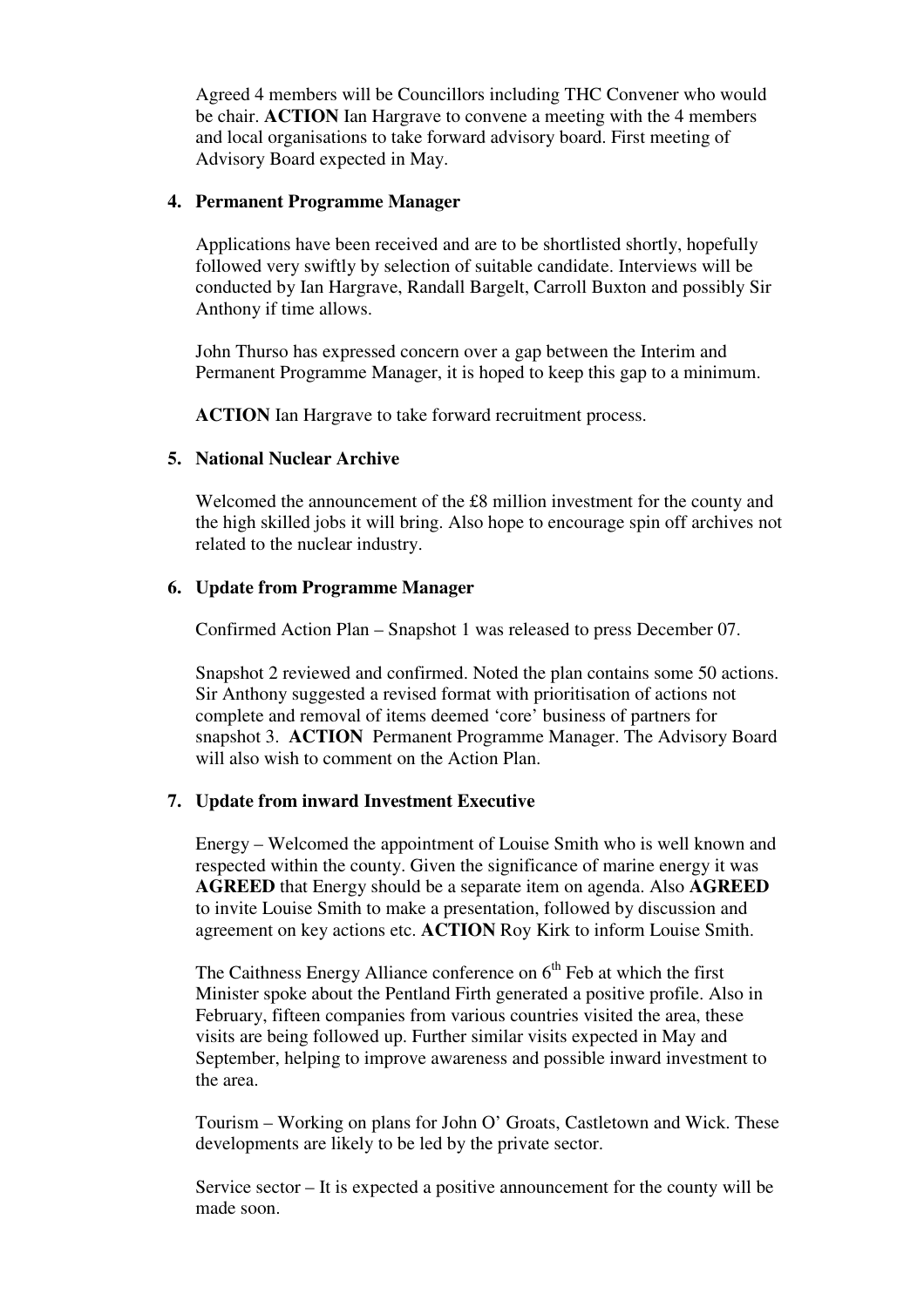Agreed 4 members will be Councillors including THC Convener who would be chair. **ACTION** Ian Hargrave to convene a meeting with the 4 members and local organisations to take forward advisory board. First meeting of Advisory Board expected in May.

**4. Permanent Programme Manager**

Applications have been received and are to be shortlisted shortly, hopefully followed very swiftly by selection of suitable candidate. Interviews will be conducted by Ian Hargrave, Randall Bargelt, Carroll Buxton and possibly Sir Anthony if time allows.

John Thurso has expressed concern over a gap between the Interim and Permanent Programme Manager, it is hoped to keep this gap to a minimum.

**ACTION** Ian Hargrave to take forward recruitment process.

**5. National Nuclear Archive**

Welcomed the announcement of the £8 million investment for the county and the high skilled jobs it will bring. Also hope to encourage spin off archives not related to the nuclear industry.

**6. Update from Programme Manager**

Confirmed Action Plan – Snapshot 1 was released to press December 07.

Snapshot 2 reviewed and confirmed. Noted the plan contains some 50 actions. Sir Anthony suggested a revised format with prioritisation of actions not complete and removal of items deemed 'core' business of partners for snapshot 3. **ACTION** Permanent Programme Manager. The Advisory Board will also wish to comment on the Action Plan.

**7. Update from inward Investment Executive**

Energy – Welcomed the appointment of Louise Smith who is well known and respected within the county. Given the significance of marine energy it was **AGREED** that Energy should be a separate item on agenda. Also **AGREED** to invite Louise Smith to make a presentation, followed by discussion and agreement on key actions etc. **ACTION** Roy Kirk to inform Louise Smith.

The Caithness Energy Alliance conference on 6th Feb at which the first Minister spoke about the Pentland Firth generated a positive profile. Also in February, fifteen companies from various countries visited the area, these visits are being followed up. Further similar visits expected in May and September, helping to improve awareness and possible inward investment to the area.

Tourism – Working on plans for John O' Groats, Castletown and Wick. These developments are likely to be led by the private sector.

Service sector – It is expected a positive announcement for the county will be made soon.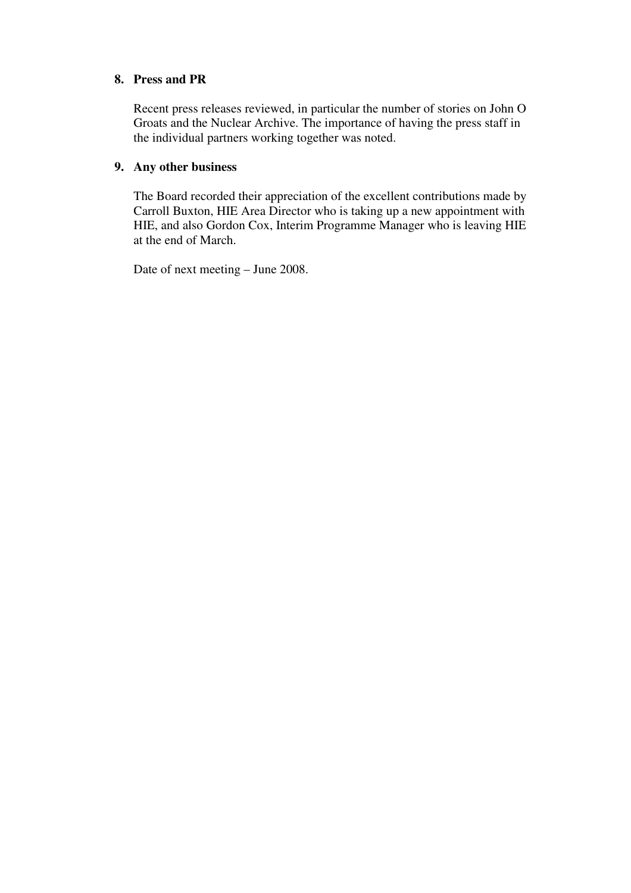## 8. Press and PR

Recent press releases reviewed, in particular the number of stories on John O Groats and the Nuclear Archive. The importance of having the press staff in the individual partners working together was noted.

## 9. Any other business

The Board recorded their appreciation of the excellent contributions made by Carroll Buxton, HIE Area Director who is taking up a new appointment with HIE, and also Gordon Cox, Interim Programme Manager who is leaving HIE at the end of March.

Date of next meeting – June 2008.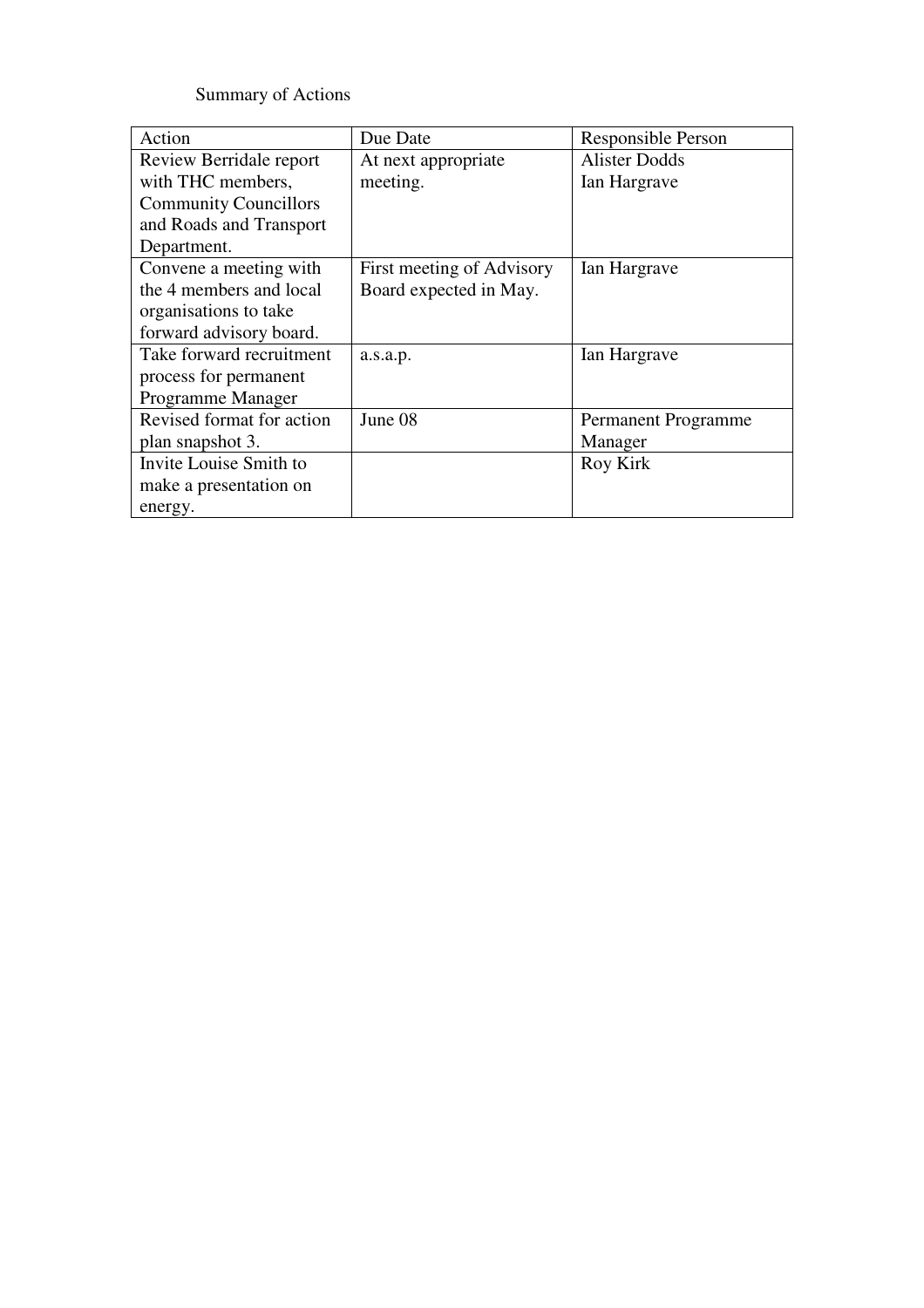Summary of Actions

| Action | Due Date | Responsible Person |
| --- | --- | --- |
| Review Berridale report with THC members, Community Councillors and Roads and Transport Department. | At next appropriate meeting. | Alister Dodds<br>Ian Hargrave |
| Convene a meeting with the 4 members and local organisations to take forward advisory board. | First meeting of Advisory Board expected in May. | Ian Hargrave |
| Take forward recruitment process for permanent Programme Manager | a.s.a.p. | Ian Hargrave |
| Revised format for action plan snapshot 3. | June 08 | Permanent Programme Manager |
| Invite Louise Smith to make a presentation on energy. | | Roy Kirk |